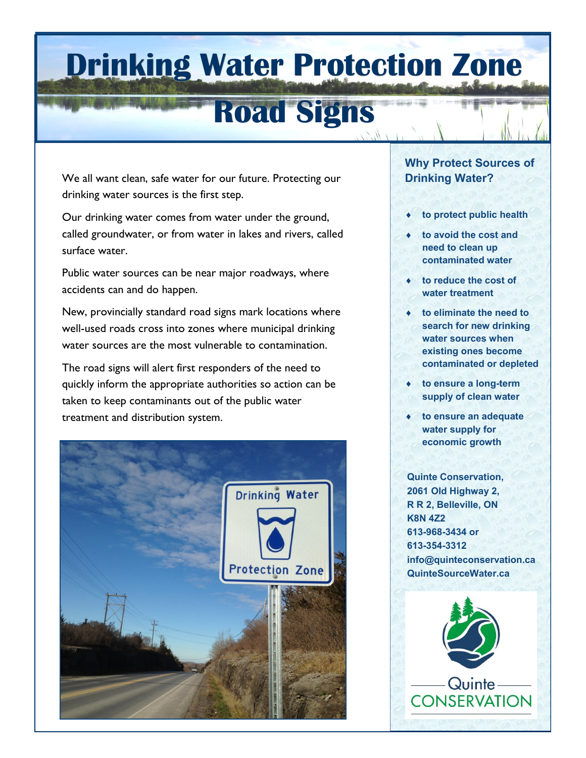# Drinking Water Protection Zone Road Signs

We all want clean, safe water for our future. Protecting our drinking water sources is the first step.

Our drinking water comes from water under the ground, called groundwater, or from water in lakes and rivers, called surface water.

Public water sources can be near major roadways, where accidents can and do happen.

New, provincially standard road signs mark locations where well-used roads cross into zones where municipal drinking water sources are the most vulnerable to contamination.

The road signs will alert first responders of the need to quickly inform the appropriate authorities so action can be taken to keep contaminants out of the public water treatment and distribution system.

## Why Protect Sources of Drinking Water?

- **to protect public health**
- **to avoid the cost and need to clean up contaminated water**
- **to reduce the cost of water treatment**
- **to eliminate the need to search for new drinking water sources when existing ones become contaminated or depleted**
- **to ensure a long-term supply of clean water**
- **to ensure an adequate water supply for economic growth**

**Quinte Conservation,**
**2061 Old Highway 2,**
**R R 2, Belleville, ON**
**K8N 4Z2**
**613-968-3434 or**
**613-354-3312**
**info@quinteconservation.ca**
**QuinteSourceWater.ca**

Quinte CONSERVATION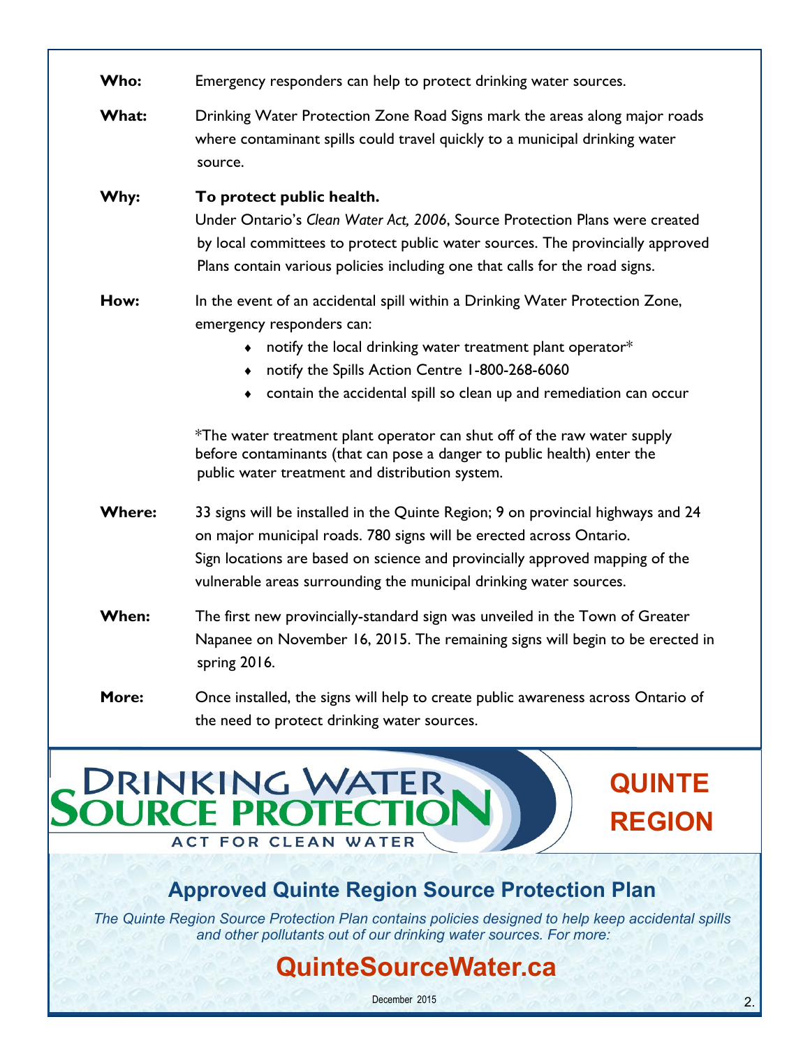**Who:** Emergency responders can help to protect drinking water sources.

**What:** Drinking Water Protection Zone Road Signs mark the areas along major roads where contaminant spills could travel quickly to a municipal drinking water source.

**Why:** **To protect public health.**
Under Ontario's *Clean Water Act, 2006*, Source Protection Plans were created by local committees to protect public water sources. The provincially approved Plans contain various policies including one that calls for the road signs.

**How:** In the event of an accidental spill within a Drinking Water Protection Zone, emergency responders can:

- notify the local drinking water treatment plant operator*
- notify the Spills Action Centre 1-800-268-6060
- contain the accidental spill so clean up and remediation can occur

*The water treatment plant operator can shut off of the raw water supply before contaminants (that can pose a danger to public health) enter the public water treatment and distribution system.

**Where:** 33 signs will be installed in the Quinte Region; 9 on provincial highways and 24 on major municipal roads. 780 signs will be erected across Ontario. Sign locations are based on science and provincially approved mapping of the vulnerable areas surrounding the municipal drinking water sources.

**When:** The first new provincially-standard sign was unveiled in the Town of Greater Napanee on November 16, 2015. The remaining signs will begin to be erected in spring 2016.

**More:** Once installed, the signs will help to create public awareness across Ontario of the need to protect drinking water sources.

DRINKING WATER SOURCE PROTECTION
ACT FOR CLEAN WATER

QUINTE REGION

## Approved Quinte Region Source Protection Plan

*The Quinte Region Source Protection Plan contains policies designed to help keep accidental spills and other pollutants out of our drinking water sources. For more:*

**QuinteSourceWater.ca**

December 2015